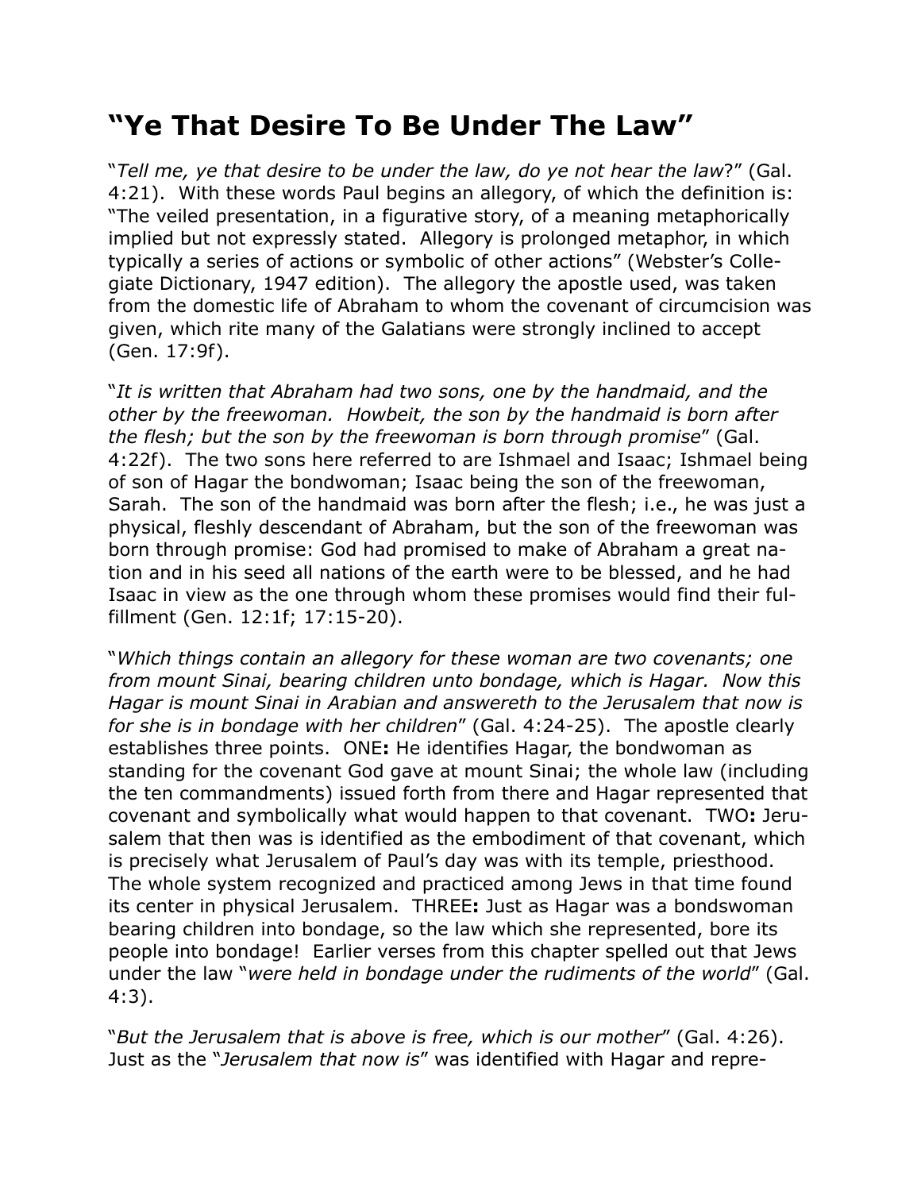# "Ye That Desire To Be Under The Law"

"*Tell me, ye that desire to be under the law, do ye not hear the law*?" (Gal. 4:21). With these words Paul begins an allegory, of which the definition is: "The veiled presentation, in a figurative story, of a meaning metaphorically implied but not expressly stated. Allegory is prolonged metaphor, in which typically a series of actions or symbolic of other actions" (Webster's Collegiate Dictionary, 1947 edition). The allegory the apostle used, was taken from the domestic life of Abraham to whom the covenant of circumcision was given, which rite many of the Galatians were strongly inclined to accept (Gen. 17:9f).

"*It is written that Abraham had two sons, one by the handmaid, and the other by the freewoman. Howbeit, the son by the handmaid is born after the flesh; but the son by the freewoman is born through promise*" (Gal. 4:22f). The two sons here referred to are Ishmael and Isaac; Ishmael being of son of Hagar the bondwoman; Isaac being the son of the freewoman, Sarah. The son of the handmaid was born after the flesh; i.e., he was just a physical, fleshly descendant of Abraham, but the son of the freewoman was born through promise: God had promised to make of Abraham a great nation and in his seed all nations of the earth were to be blessed, and he had Isaac in view as the one through whom these promises would find their fulfillment (Gen. 12:1f; 17:15-20).

"*Which things contain an allegory for these woman are two covenants; one from mount Sinai, bearing children unto bondage, which is Hagar. Now this Hagar is mount Sinai in Arabian and answereth to the Jerusalem that now is for she is in bondage with her children*" (Gal. 4:24-25). The apostle clearly establishes three points. ONE**:** He identifies Hagar, the bondwoman as standing for the covenant God gave at mount Sinai; the whole law (including the ten commandments) issued forth from there and Hagar represented that covenant and symbolically what would happen to that covenant. TWO**:** Jerusalem that then was is identified as the embodiment of that covenant, which is precisely what Jerusalem of Paul's day was with its temple, priesthood. The whole system recognized and practiced among Jews in that time found its center in physical Jerusalem. THREE**:** Just as Hagar was a bondswoman bearing children into bondage, so the law which she represented, bore its people into bondage! Earlier verses from this chapter spelled out that Jews under the law "*were held in bondage under the rudiments of the world*" (Gal. 4:3).

"*But the Jerusalem that is above is free, which is our mother*" (Gal. 4:26). Just as the "*Jerusalem that now is*" was identified with Hagar and repre-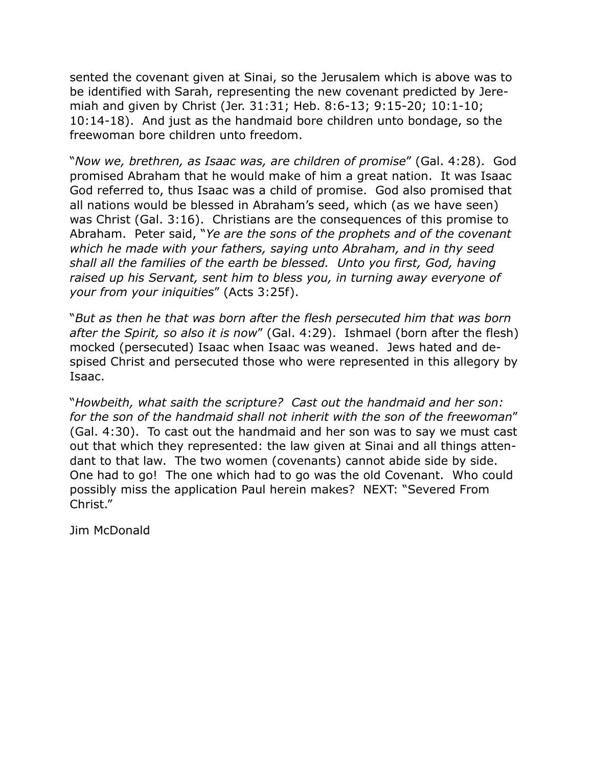sented the covenant given at Sinai, so the Jerusalem which is above was to be identified with Sarah, representing the new covenant predicted by Jeremiah and given by Christ (Jer. 31:31; Heb. 8:6-13; 9:15-20; 10:1-10; 10:14-18). And just as the handmaid bore children unto bondage, so the freewoman bore children unto freedom.

"*Now we, brethren, as Isaac was, are children of promise*" (Gal. 4:28). God promised Abraham that he would make of him a great nation. It was Isaac God referred to, thus Isaac was a child of promise. God also promised that all nations would be blessed in Abraham's seed, which (as we have seen) was Christ (Gal. 3:16). Christians are the consequences of this promise to Abraham. Peter said, "*Ye are the sons of the prophets and of the covenant which he made with your fathers, saying unto Abraham, and in thy seed shall all the families of the earth be blessed. Unto you first, God, having raised up his Servant, sent him to bless you, in turning away everyone of your from your iniquities*" (Acts 3:25f).

"*But as then he that was born after the flesh persecuted him that was born after the Spirit, so also it is now*" (Gal. 4:29). Ishmael (born after the flesh) mocked (persecuted) Isaac when Isaac was weaned. Jews hated and despised Christ and persecuted those who were represented in this allegory by Isaac.

"*Howbeith, what saith the scripture? Cast out the handmaid and her son: for the son of the handmaid shall not inherit with the son of the freewoman*" (Gal. 4:30). To cast out the handmaid and her son was to say we must cast out that which they represented: the law given at Sinai and all things attendant to that law. The two women (covenants) cannot abide side by side. One had to go! The one which had to go was the old Covenant. Who could possibly miss the application Paul herein makes? NEXT: "Severed From Christ."

Jim McDonald